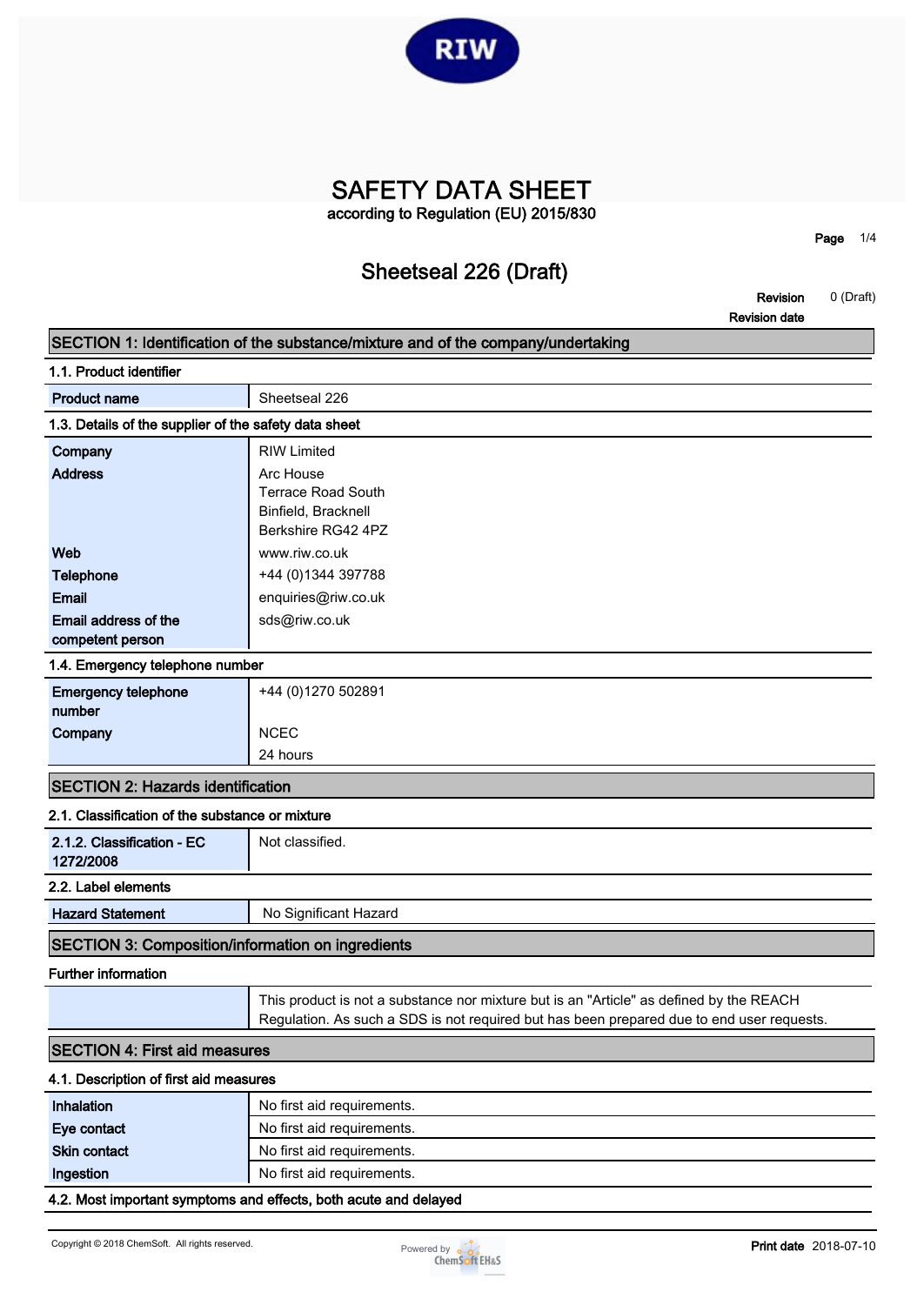# SAFETY DATA SHEET

according to Regulation (EU) 2015/830

## Sheetseal 226 (Draft)

**Revision** 0 (Draft)
**Revision date**

## SECTION 1: Identification of the substance/mixture and of the company/undertaking

### 1.1. Product identifier

| | |
|---|---|
| **Product name** | Sheetseal 226 |

### 1.3. Details of the supplier of the safety data sheet

| | |
|---|---|
| **Company** | RIW Limited |
| **Address** | Arc House<br>Terrace Road South<br>Binfield, Bracknell<br>Berkshire RG42 4PZ |
| **Web** | www.riw.co.uk |
| **Telephone** | +44 (0)1344 397788 |
| **Email** | enquiries@riw.co.uk |
| **Email address of the competent person** | sds@riw.co.uk |

### 1.4. Emergency telephone number

| | |
|---|---|
| **Emergency telephone number** | +44 (0)1270 502891 |
| **Company** | NCEC<br>24 hours |

## SECTION 2: Hazards identification

### 2.1. Classification of the substance or mixture

| | |
|---|---|
| **2.1.2. Classification - EC 1272/2008** | Not classified. |

### 2.2. Label elements

| | |
|---|---|
| **Hazard Statement** | No Significant Hazard |

## SECTION 3: Composition/information on ingredients

### Further information

| | |
|---|---|
| | This product is not a substance nor mixture but is an "Article" as defined by the REACH Regulation. As such a SDS is not required but has been prepared due to end user requests. |

## SECTION 4: First aid measures

### 4.1. Description of first aid measures

| | |
|---|---|
| **Inhalation** | No first aid requirements. |
| **Eye contact** | No first aid requirements. |
| **Skin contact** | No first aid requirements. |
| **Ingestion** | No first aid requirements. |

### 4.2. Most important symptoms and effects, both acute and delayed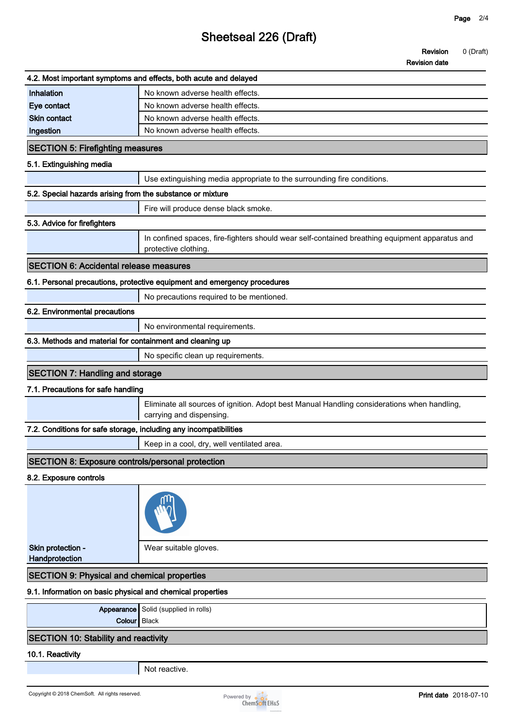### 4.2. Most important symptoms and effects, both acute and delayed

| | |
|---|---|
| Inhalation | No known adverse health effects. |
| Eye contact | No known adverse health effects. |
| Skin contact | No known adverse health effects. |
| Ingestion | No known adverse health effects. |

## SECTION 5: Firefighting measures

### 5.1. Extinguishing media

Use extinguishing media appropriate to the surrounding fire conditions.

### 5.2. Special hazards arising from the substance or mixture

Fire will produce dense black smoke.

### 5.3. Advice for firefighters

In confined spaces, fire-fighters should wear self-contained breathing equipment apparatus and protective clothing.

## SECTION 6: Accidental release measures

### 6.1. Personal precautions, protective equipment and emergency procedures

No precautions required to be mentioned.

### 6.2. Environmental precautions

No environmental requirements.

### 6.3. Methods and material for containment and cleaning up

No specific clean up requirements.

## SECTION 7: Handling and storage

### 7.1. Precautions for safe handling

Eliminate all sources of ignition. Adopt best Manual Handling considerations when handling, carrying and dispensing.

### 7.2. Conditions for safe storage, including any incompatibilities

Keep in a cool, dry, well ventilated area.

## SECTION 8: Exposure controls/personal protection

### 8.2. Exposure controls

| | |
|---|---|
| Skin protection - Handprotection | Wear suitable gloves. |

## SECTION 9: Physical and chemical properties

### 9.1. Information on basic physical and chemical properties

| | |
|---|---|
| Appearance | Solid (supplied in rolls) |
| Colour | Black |

## SECTION 10: Stability and reactivity

### 10.1. Reactivity

Not reactive.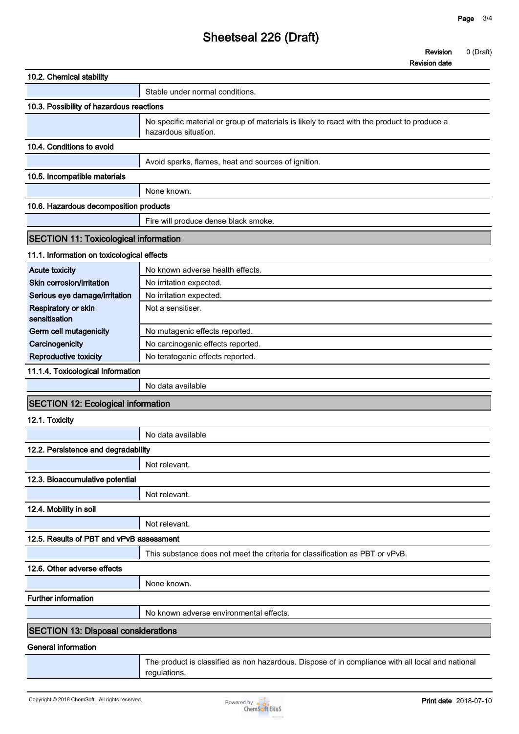#### 10.2. Chemical stability

Stable under normal conditions.

#### 10.3. Possibility of hazardous reactions

No specific material or group of materials is likely to react with the product to produce a hazardous situation.

#### 10.4. Conditions to avoid

Avoid sparks, flames, heat and sources of ignition.

#### 10.5. Incompatible materials

None known.

#### 10.6. Hazardous decomposition products

Fire will produce dense black smoke.

## SECTION 11: Toxicological information

#### 11.1. Information on toxicological effects

| | |
|---|---|
| **Acute toxicity** | No known adverse health effects. |
| **Skin corrosion/irritation** | No irritation expected. |
| **Serious eye damage/irritation** | No irritation expected. |
| **Respiratory or skin sensitisation** | Not a sensitiser. |
| **Germ cell mutagenicity** | No mutagenic effects reported. |
| **Carcinogenicity** | No carcinogenic effects reported. |
| **Reproductive toxicity** | No teratogenic effects reported. |

#### 11.1.4. Toxicological Information

No data available

## SECTION 12: Ecological information

#### 12.1. Toxicity

No data available

#### 12.2. Persistence and degradability

Not relevant.

#### 12.3. Bioaccumulative potential

Not relevant.

#### 12.4. Mobility in soil

Not relevant.

#### 12.5. Results of PBT and vPvB assessment

This substance does not meet the criteria for classification as PBT or vPvB.

#### 12.6. Other adverse effects

None known.

#### Further information

No known adverse environmental effects.

## SECTION 13: Disposal considerations

#### General information

The product is classified as non hazardous. Dispose of in compliance with all local and national regulations.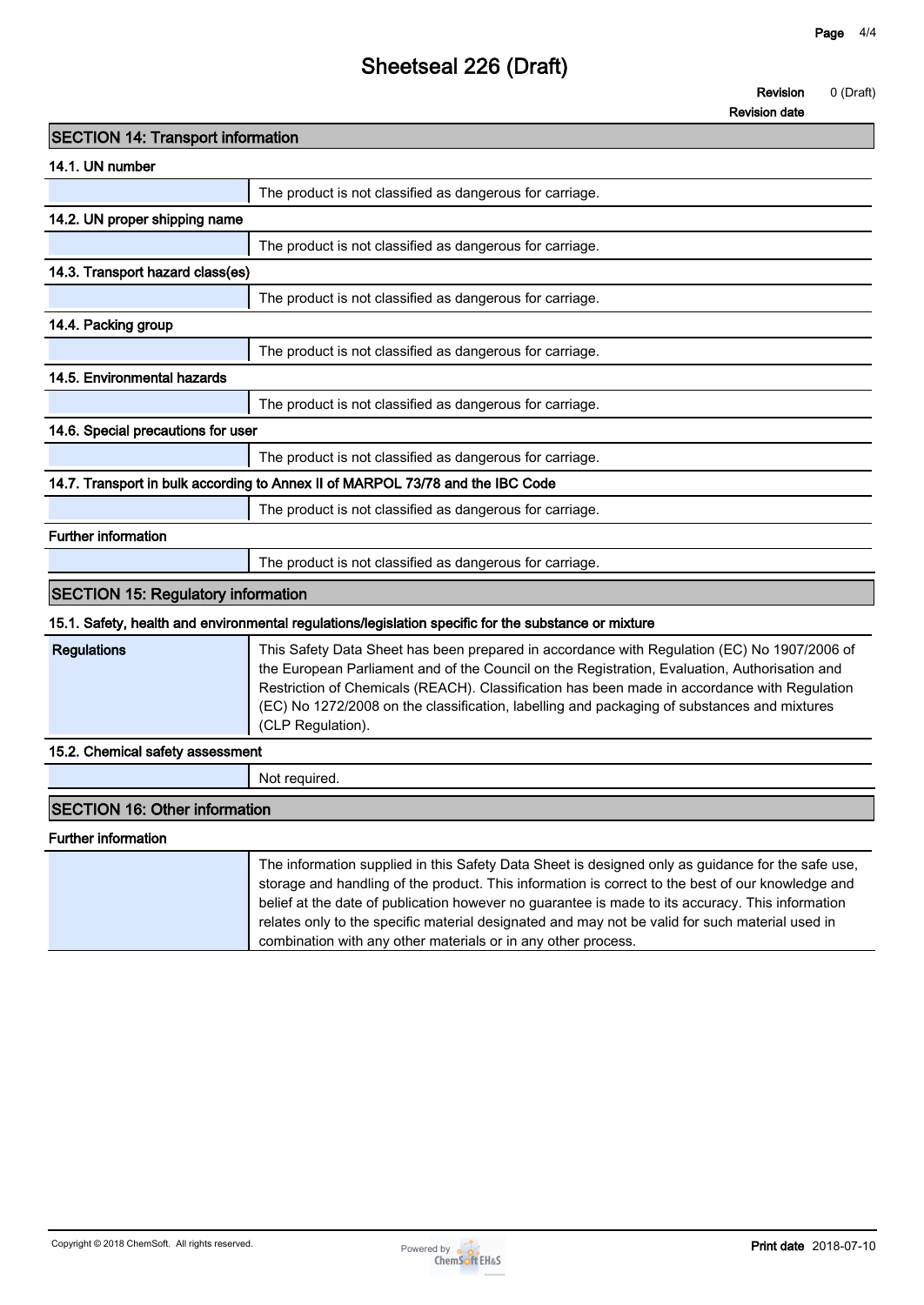## SECTION 14: Transport information

### 14.1. UN number

The product is not classified as dangerous for carriage.

### 14.2. UN proper shipping name

The product is not classified as dangerous for carriage.

### 14.3. Transport hazard class(es)

The product is not classified as dangerous for carriage.

### 14.4. Packing group

The product is not classified as dangerous for carriage.

### 14.5. Environmental hazards

The product is not classified as dangerous for carriage.

### 14.6. Special precautions for user

The product is not classified as dangerous for carriage.

### 14.7. Transport in bulk according to Annex II of MARPOL 73/78 and the IBC Code

The product is not classified as dangerous for carriage.

### Further information

The product is not classified as dangerous for carriage.

## SECTION 15: Regulatory information

### 15.1. Safety, health and environmental regulations/legislation specific for the substance or mixture

| | |
|---|---|
| **Regulations** | This Safety Data Sheet has been prepared in accordance with Regulation (EC) No 1907/2006 of the European Parliament and of the Council on the Registration, Evaluation, Authorisation and Restriction of Chemicals (REACH). Classification has been made in accordance with Regulation (EC) No 1272/2008 on the classification, labelling and packaging of substances and mixtures (CLP Regulation). |

### 15.2. Chemical safety assessment

Not required.

## SECTION 16: Other information

### Further information

The information supplied in this Safety Data Sheet is designed only as guidance for the safe use, storage and handling of the product. This information is correct to the best of our knowledge and belief at the date of publication however no guarantee is made to its accuracy. This information relates only to the specific material designated and may not be valid for such material used in combination with any other materials or in any other process.